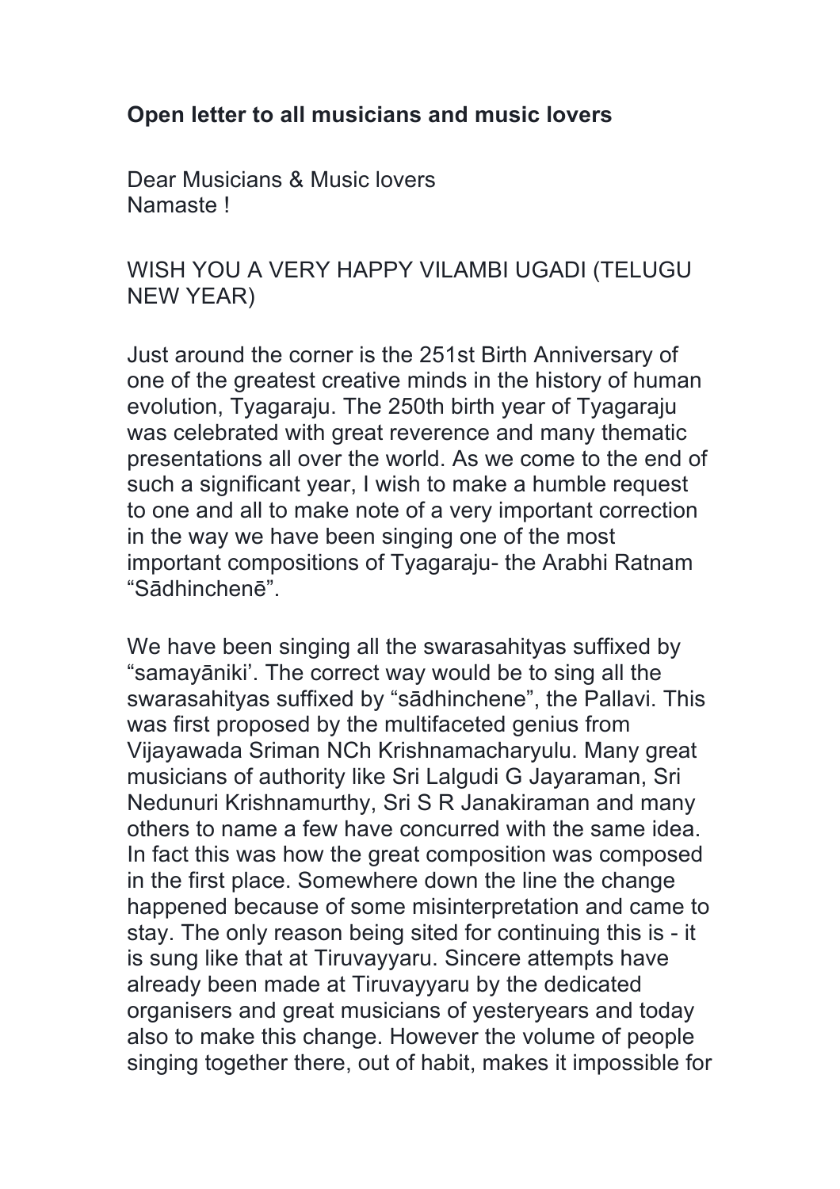**Open letter to all musicians and music lovers**

Dear Musicians & Music lovers
Namaste !

WISH YOU A VERY HAPPY VILAMBI UGADI (TELUGU NEW YEAR)

Just around the corner is the 251st Birth Anniversary of one of the greatest creative minds in the history of human evolution, Tyagaraju. The 250th birth year of Tyagaraju was celebrated with great reverence and many thematic presentations all over the world. As we come to the end of such a significant year, I wish to make a humble request to one and all to make note of a very important correction in the way we have been singing one of the most important compositions of Tyagaraju- the Arabhi Ratnam "Sādhinchenē".

We have been singing all the swarasahityas suffixed by "samayāniki'. The correct way would be to sing all the swarasahityas suffixed by "sādhinchene", the Pallavi. This was first proposed by the multifaceted genius from Vijayawada Sriman NCh Krishnamacharyulu. Many great musicians of authority like Sri Lalgudi G Jayaraman, Sri Nedunuri Krishnamurthy, Sri S R Janakiraman and many others to name a few have concurred with the same idea. In fact this was how the great composition was composed in the first place. Somewhere down the line the change happened because of some misinterpretation and came to stay. The only reason being sited for continuing this is - it is sung like that at Tiruvayyaru. Sincere attempts have already been made at Tiruvayyaru by the dedicated organisers and great musicians of yesteryears and today also to make this change. However the volume of people singing together there, out of habit, makes it impossible for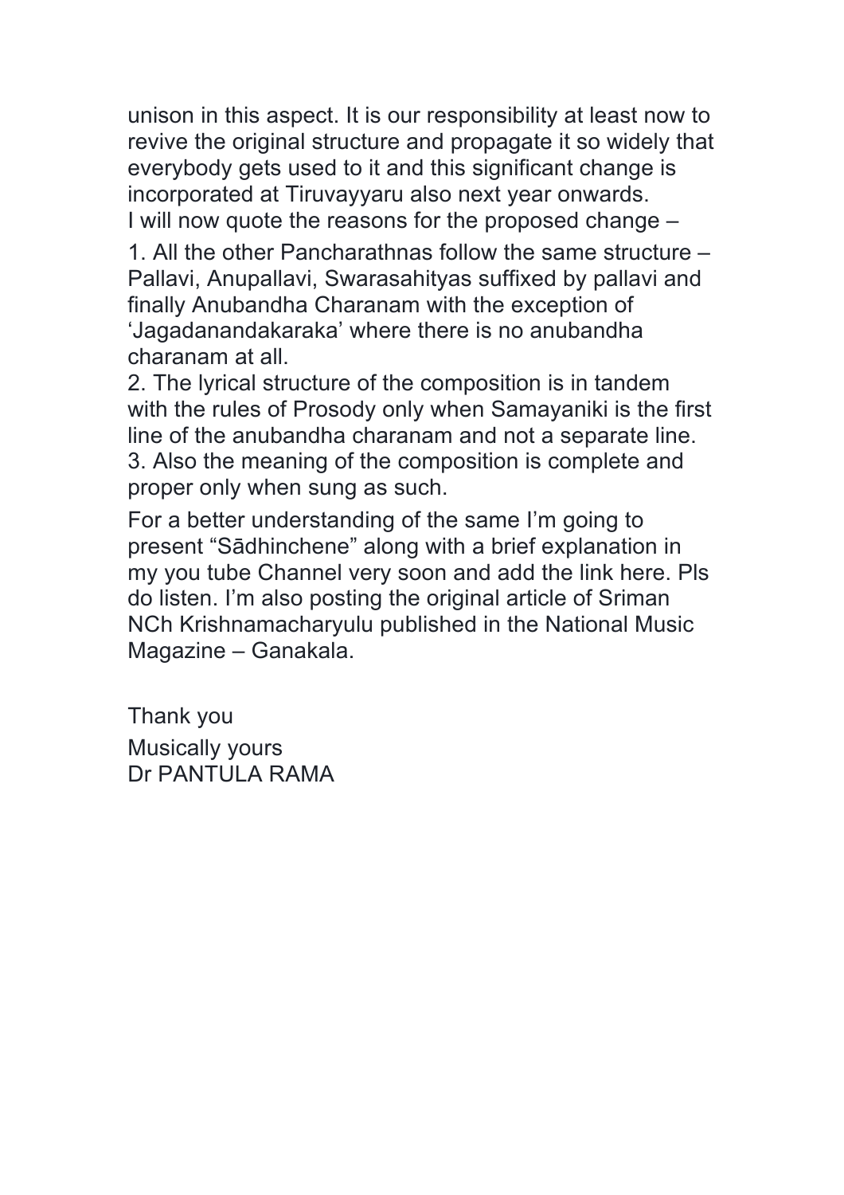unison in this aspect. It is our responsibility at least now to revive the original structure and propagate it so widely that everybody gets used to it and this significant change is incorporated at Tiruvayyaru also next year onwards.
I will now quote the reasons for the proposed change –

1. All the other Pancharathnas follow the same structure – Pallavi, Anupallavi, Swarasahityas suffixed by pallavi and finally Anubandha Charanam with the exception of 'Jagadanandakaraka' where there is no anubandha charanam at all.
2. The lyrical structure of the composition is in tandem with the rules of Prosody only when Samayaniki is the first line of the anubandha charanam and not a separate line.
3. Also the meaning of the composition is complete and proper only when sung as such.

For a better understanding of the same I'm going to present "Sādhinchene" along with a brief explanation in my you tube Channel very soon and add the link here. Pls do listen. I'm also posting the original article of Sriman NCh Krishnamacharyulu published in the National Music Magazine – Ganakala.

Thank you

Musically yours
Dr PANTULA RAMA